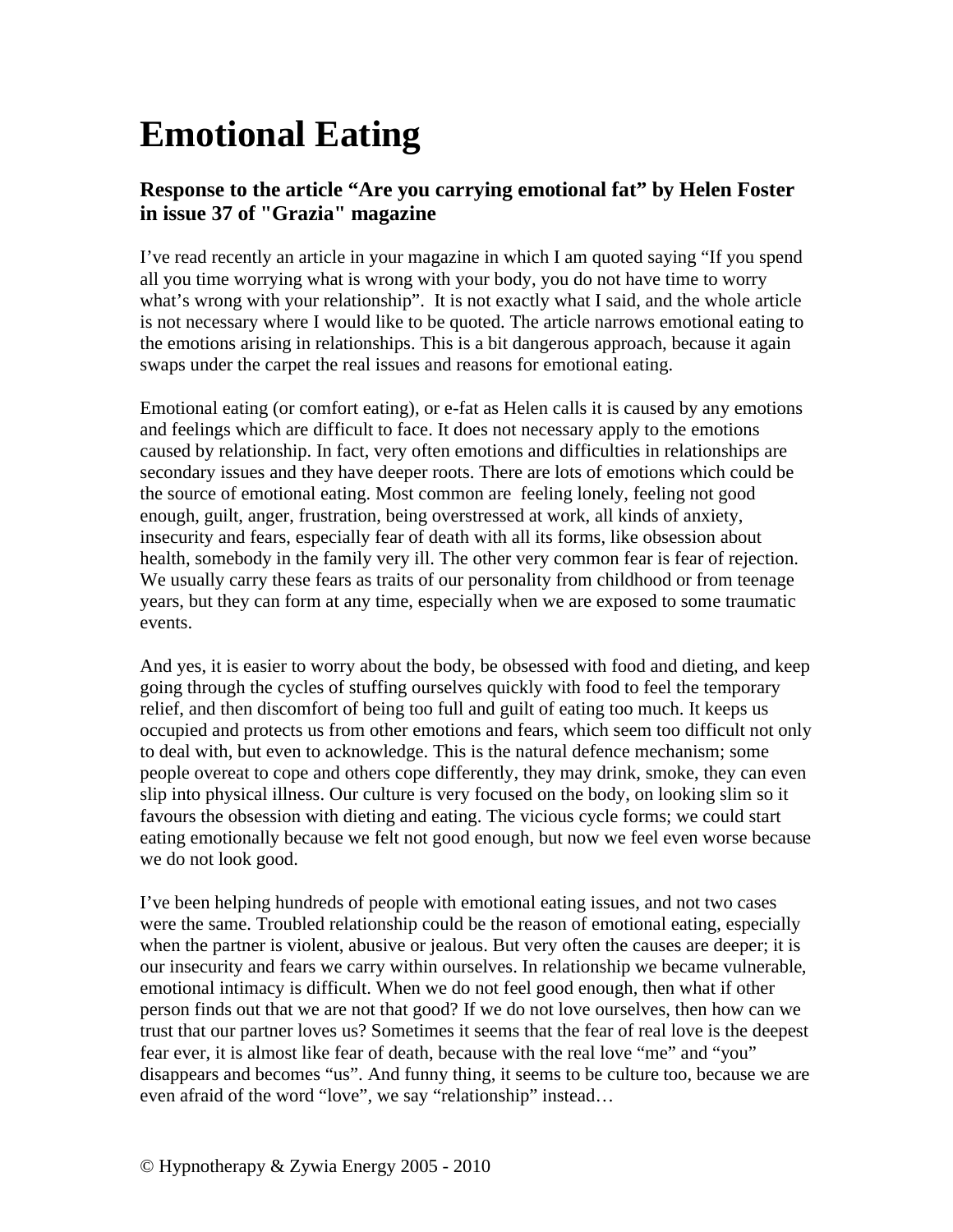# Emotional Eating

## Response to the article "Are you carrying emotional fat" by Helen Foster in issue 37 of "Grazia" magazine

I've read recently an article in your magazine in which I am quoted saying "If you spend all you time worrying what is wrong with your body, you do not have time to worry what's wrong with your relationship". It is not exactly what I said, and the whole article is not necessary where I would like to be quoted. The article narrows emotional eating to the emotions arising in relationships. This is a bit dangerous approach, because it again swaps under the carpet the real issues and reasons for emotional eating.

Emotional eating (or comfort eating), or e-fat as Helen calls it is caused by any emotions and feelings which are difficult to face. It does not necessary apply to the emotions caused by relationship. In fact, very often emotions and difficulties in relationships are secondary issues and they have deeper roots. There are lots of emotions which could be the source of emotional eating. Most common are feeling lonely, feeling not good enough, guilt, anger, frustration, being overstressed at work, all kinds of anxiety, insecurity and fears, especially fear of death with all its forms, like obsession about health, somebody in the family very ill. The other very common fear is fear of rejection. We usually carry these fears as traits of our personality from childhood or from teenage years, but they can form at any time, especially when we are exposed to some traumatic events.

And yes, it is easier to worry about the body, be obsessed with food and dieting, and keep going through the cycles of stuffing ourselves quickly with food to feel the temporary relief, and then discomfort of being too full and guilt of eating too much. It keeps us occupied and protects us from other emotions and fears, which seem too difficult not only to deal with, but even to acknowledge. This is the natural defence mechanism; some people overeat to cope and others cope differently, they may drink, smoke, they can even slip into physical illness. Our culture is very focused on the body, on looking slim so it favours the obsession with dieting and eating. The vicious cycle forms; we could start eating emotionally because we felt not good enough, but now we feel even worse because we do not look good.

I've been helping hundreds of people with emotional eating issues, and not two cases were the same. Troubled relationship could be the reason of emotional eating, especially when the partner is violent, abusive or jealous. But very often the causes are deeper; it is our insecurity and fears we carry within ourselves. In relationship we became vulnerable, emotional intimacy is difficult. When we do not feel good enough, then what if other person finds out that we are not that good? If we do not love ourselves, then how can we trust that our partner loves us? Sometimes it seems that the fear of real love is the deepest fear ever, it is almost like fear of death, because with the real love "me" and "you" disappears and becomes "us". And funny thing, it seems to be culture too, because we are even afraid of the word "love", we say "relationship" instead…

© Hypnotherapy & Zywia Energy 2005 - 2010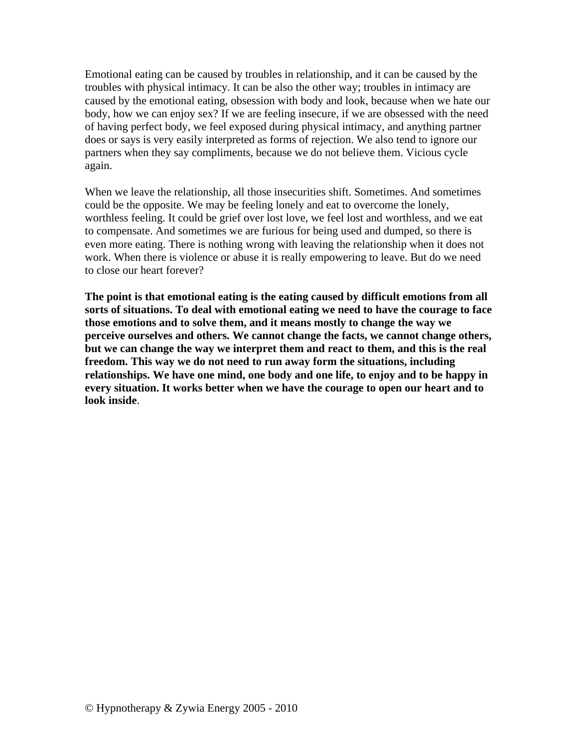Emotional eating can be caused by troubles in relationship, and it can be caused by the troubles with physical intimacy. It can be also the other way; troubles in intimacy are caused by the emotional eating, obsession with body and look, because when we hate our body, how we can enjoy sex? If we are feeling insecure, if we are obsessed with the need of having perfect body, we feel exposed during physical intimacy, and anything partner does or says is very easily interpreted as forms of rejection. We also tend to ignore our partners when they say compliments, because we do not believe them. Vicious cycle again.

When we leave the relationship, all those insecurities shift. Sometimes. And sometimes could be the opposite. We may be feeling lonely and eat to overcome the lonely, worthless feeling. It could be grief over lost love, we feel lost and worthless, and we eat to compensate. And sometimes we are furious for being used and dumped, so there is even more eating. There is nothing wrong with leaving the relationship when it does not work. When there is violence or abuse it is really empowering to leave. But do we need to close our heart forever?

**The point is that emotional eating is the eating caused by difficult emotions from all sorts of situations. To deal with emotional eating we need to have the courage to face those emotions and to solve them, and it means mostly to change the way we perceive ourselves and others. We cannot change the facts, we cannot change others, but we can change the way we interpret them and react to them, and this is the real freedom. This way we do not need to run away form the situations, including relationships. We have one mind, one body and one life, to enjoy and to be happy in every situation. It works better when we have the courage to open our heart and to look inside**.

© Hypnotherapy & Zywia Energy 2005 - 2010